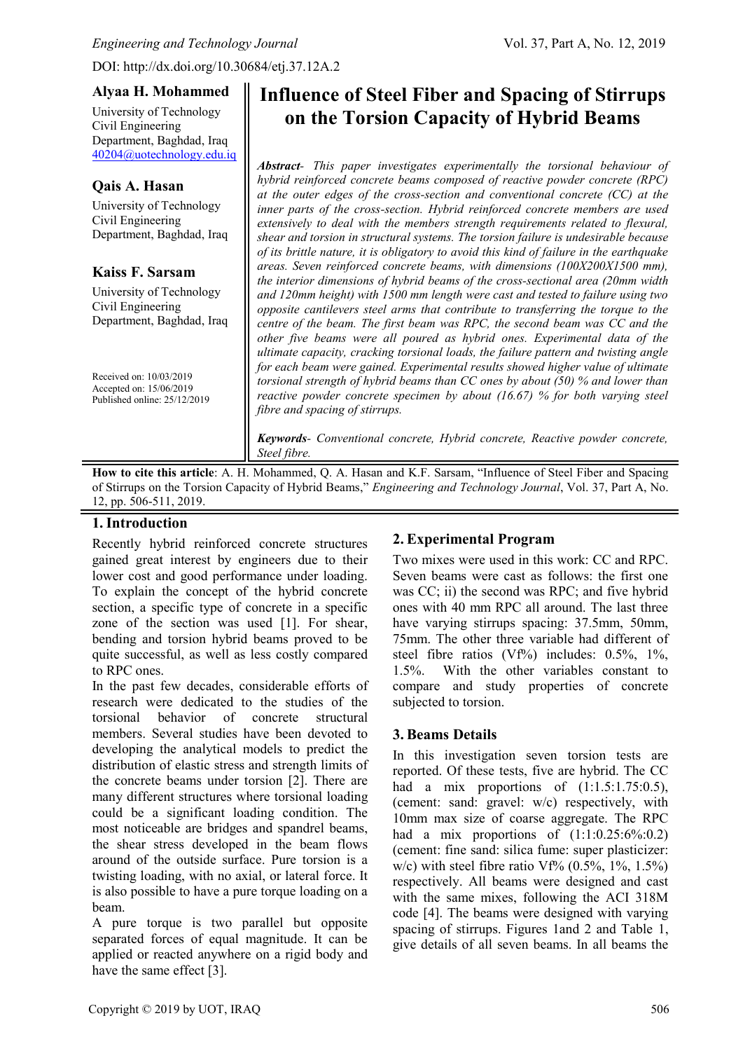DOI: http://dx.doi.org/10.30684/etj.37.12A.2

**Alyaa H. Mohammed**
University of Technology
Civil Engineering
Department, Baghdad, Iraq
40204@uotechnology.edu.iq

**Qais A. Hasan**
University of Technology
Civil Engineering
Department, Baghdad, Iraq

**Kaiss F. Sarsam**
University of Technology
Civil Engineering
Department, Baghdad, Iraq

Received on: 10/03/2019
Accepted on: 15/06/2019
Published online: 25/12/2019

# Influence of Steel Fiber and Spacing of Stirrups on the Torsion Capacity of Hybrid Beams

***Abstract**- This paper investigates experimentally the torsional behaviour of hybrid reinforced concrete beams composed of reactive powder concrete (RPC) at the outer edges of the cross-section and conventional concrete (CC) at the inner parts of the cross-section. Hybrid reinforced concrete members are used extensively to deal with the members strength requirements related to flexural, shear and torsion in structural systems. The torsion failure is undesirable because of its brittle nature, it is obligatory to avoid this kind of failure in the earthquake areas. Seven reinforced concrete beams, with dimensions (100X200X1500 mm), the interior dimensions of hybrid beams of the cross-sectional area (20mm width and 120mm height) with 1500 mm length were cast and tested to failure using two opposite cantilevers steel arms that contribute to transferring the torque to the centre of the beam. The first beam was RPC, the second beam was CC and the other five beams were all poured as hybrid ones. Experimental data of the ultimate capacity, cracking torsional loads, the failure pattern and twisting angle for each beam were gained. Experimental results showed higher value of ultimate torsional strength of hybrid beams than CC ones by about (50) % and lower than reactive powder concrete specimen by about (16.67) % for both varying steel fibre and spacing of stirrups.*

***Keywords**- Conventional concrete, Hybrid concrete, Reactive powder concrete, Steel fibre.*

**How to cite this article**: A. H. Mohammed, Q. A. Hasan and K.F. Sarsam, "Influence of Steel Fiber and Spacing of Stirrups on the Torsion Capacity of Hybrid Beams," *Engineering and Technology Journal*, Vol. 37, Part A, No. 12, pp. 506-511, 2019.

## 1. Introduction

Recently hybrid reinforced concrete structures gained great interest by engineers due to their lower cost and good performance under loading. To explain the concept of the hybrid concrete section, a specific type of concrete in a specific zone of the section was used [1]. For shear, bending and torsion hybrid beams proved to be quite successful, as well as less costly compared to RPC ones.

In the past few decades, considerable efforts of research were dedicated to the studies of the torsional behavior of concrete structural members. Several studies have been devoted to developing the analytical models to predict the distribution of elastic stress and strength limits of the concrete beams under torsion [2]. There are many different structures where torsional loading could be a significant loading condition. The most noticeable are bridges and spandrel beams, the shear stress developed in the beam flows around of the outside surface. Pure torsion is a twisting loading, with no axial, or lateral force. It is also possible to have a pure torque loading on a beam.

A pure torque is two parallel but opposite separated forces of equal magnitude. It can be applied or reacted anywhere on a rigid body and have the same effect [3].

## 2. Experimental Program

Two mixes were used in this work: CC and RPC. Seven beams were cast as follows: the first one was CC; ii) the second was RPC; and five hybrid ones with 40 mm RPC all around. The last three have varying stirrups spacing: 37.5mm, 50mm, 75mm. The other three variable had different of steel fibre ratios (Vf%) includes: 0.5%, 1%, 1.5%. With the other variables constant to compare and study properties of concrete subjected to torsion.

## 3. Beams Details

In this investigation seven torsion tests are reported. Of these tests, five are hybrid. The CC had a mix proportions of (1:1.5:1.75:0.5), (cement: sand: gravel: w/c) respectively, with 10mm max size of coarse aggregate. The RPC had a mix proportions of (1:1:0.25:6%:0.2) (cement: fine sand: silica fume: super plasticizer: w/c) with steel fibre ratio Vf% (0.5%, 1%, 1.5%) respectively. All beams were designed and cast with the same mixes, following the ACI 318M code [4]. The beams were designed with varying spacing of stirrups. Figures 1and 2 and Table 1, give details of all seven beams. In all beams the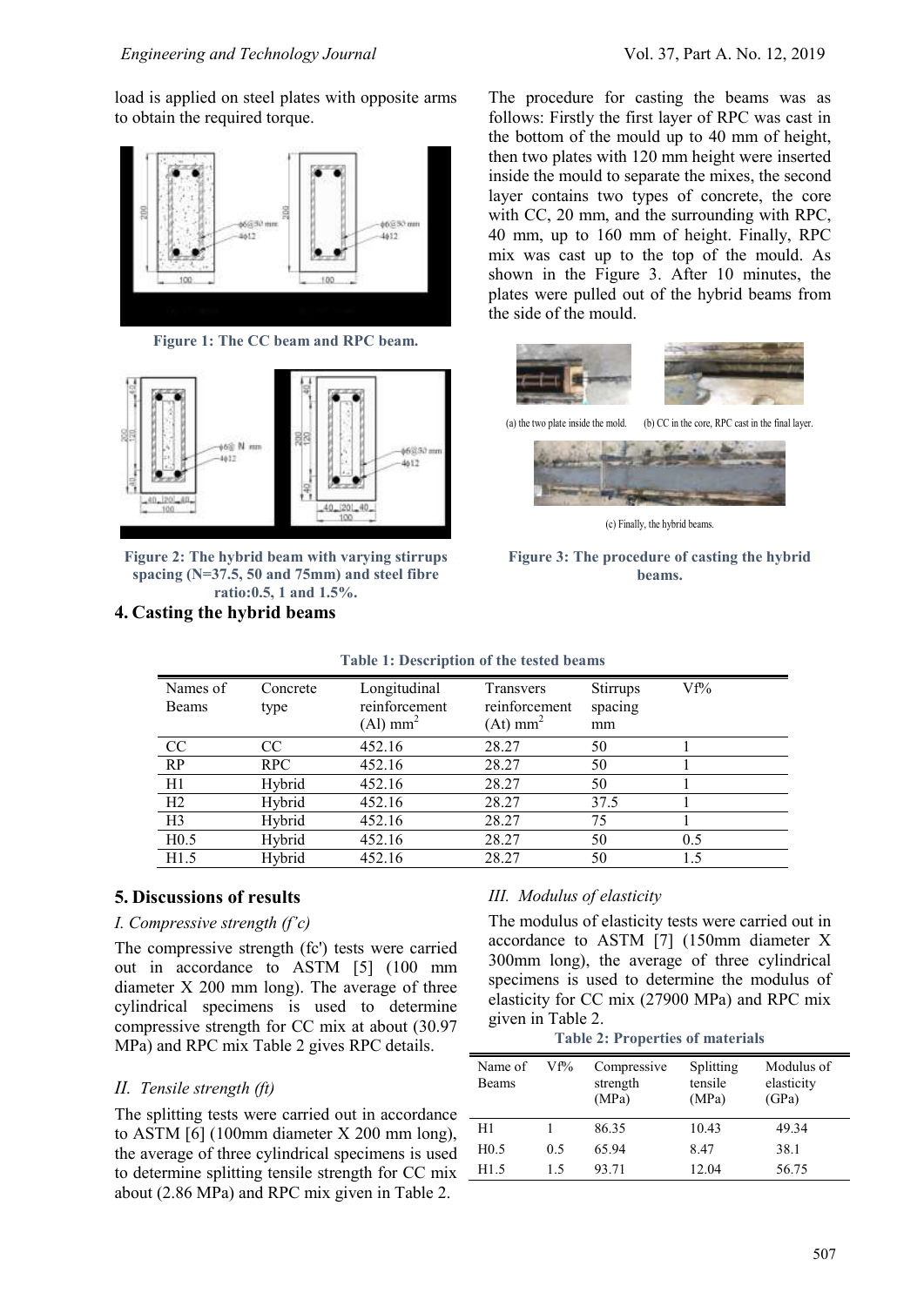load is applied on steel plates with opposite arms to obtain the required torque.

Figure 1: The CC beam and RPC beam.

Figure 2: The hybrid beam with varying stirrups spacing (N=37.5, 50 and 75mm) and steel fibre ratio:0.5, 1 and 1.5%.

## 4. Casting the hybrid beams

The procedure for casting the beams was as follows: Firstly the first layer of RPC was cast in the bottom of the mould up to 40 mm of height, then two plates with 120 mm height were inserted inside the mould to separate the mixes, the second layer contains two types of concrete, the core with CC, 20 mm, and the surrounding with RPC, 40 mm, up to 160 mm of height. Finally, RPC mix was cast up to the top of the mould. As shown in the Figure 3. After 10 minutes, the plates were pulled out of the hybrid beams from the side of the mould.

(a) the two plate inside the mold. (b) CC in the core, RPC cast in the final layer.

(c) Finally, the hybrid beams.

Figure 3: The procedure of casting the hybrid beams.

**Table 1: Description of the tested beams**

| Names of Beams | Concrete type | Longitudinal reinforcement (Al) $mm^2$ | Transvers reinforcement (At) $mm^2$ | Stirrups spacing mm | Vf% |
|---|---|---|---|---|---|
| CC | CC | 452.16 | 28.27 | 50 | 1 |
| RP | RPC | 452.16 | 28.27 | 50 | 1 |
| H1 | Hybrid | 452.16 | 28.27 | 50 | 1 |
| H2 | Hybrid | 452.16 | 28.27 | 37.5 | 1 |
| H3 | Hybrid | 452.16 | 28.27 | 75 | 1 |
| H0.5 | Hybrid | 452.16 | 28.27 | 50 | 0.5 |
| H1.5 | Hybrid | 452.16 | 28.27 | 50 | 1.5 |

## 5. Discussions of results

### *I. Compressive strength (f'c)*

The compressive strength (fc') tests were carried out in accordance to ASTM [5] (100 mm diameter X 200 mm long). The average of three cylindrical specimens is used to determine compressive strength for CC mix at about (30.97 MPa) and RPC mix Table 2 gives RPC details.

### *II. Tensile strength (ft)*

The splitting tests were carried out in accordance to ASTM [6] (100mm diameter X 200 mm long), the average of three cylindrical specimens is used to determine splitting tensile strength for CC mix about (2.86 MPa) and RPC mix given in Table 2.

### *III. Modulus of elasticity*

The modulus of elasticity tests were carried out in accordance to ASTM [7] (150mm diameter X 300mm long), the average of three cylindrical specimens is used to determine the modulus of elasticity for CC mix (27900 MPa) and RPC mix given in Table 2.

**Table 2: Properties of materials**

| Name of Beams | Vf% | Compressive strength (MPa) | Splitting tensile (MPa) | Modulus of elasticity (GPa) |
|---|---|---|---|---|
| H1 | 1 | 86.35 | 10.43 | 49.34 |
| H0.5 | 0.5 | 65.94 | 8.47 | 38.1 |
| H1.5 | 1.5 | 93.71 | 12.04 | 56.75 |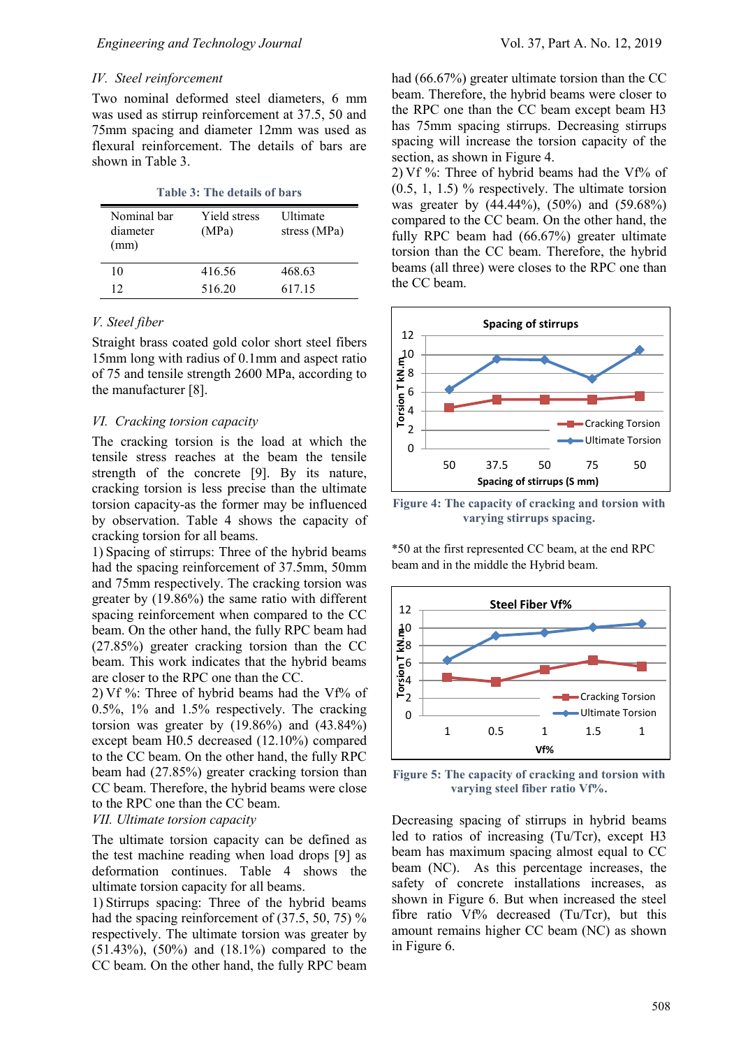### IV. Steel reinforcement

Two nominal deformed steel diameters, 6 mm was used as stirrup reinforcement at 37.5, 50 and 75mm spacing and diameter 12mm was used as flexural reinforcement. The details of bars are shown in Table 3.

**Table 3: The details of bars**

| Nominal bar diameter (mm) | Yield stress (MPa) | Ultimate stress (MPa) |
|---|---|---|
| 10 | 416.56 | 468.63 |
| 12 | 516.20 | 617.15 |

### V. Steel fiber

Straight brass coated gold color short steel fibers 15mm long with radius of 0.1mm and aspect ratio of 75 and tensile strength 2600 MPa, according to the manufacturer [8].

### VI. Cracking torsion capacity

The cracking torsion is the load at which the tensile stress reaches at the beam the tensile strength of the concrete [9]. By its nature, cracking torsion is less precise than the ultimate torsion capacity-as the former may be influenced by observation. Table 4 shows the capacity of cracking torsion for all beams.

1) Spacing of stirrups: Three of the hybrid beams had the spacing reinforcement of 37.5mm, 50mm and 75mm respectively. The cracking torsion was greater by (19.86%) the same ratio with different spacing reinforcement when compared to the CC beam. On the other hand, the fully RPC beam had (27.85%) greater cracking torsion than the CC beam. This work indicates that the hybrid beams are closer to the RPC one than the CC.

2) Vf %: Three of hybrid beams had the Vf% of 0.5%, 1% and 1.5% respectively. The cracking torsion was greater by (19.86%) and (43.84%) except beam H0.5 decreased (12.10%) compared to the CC beam. On the other hand, the fully RPC beam had (27.85%) greater cracking torsion than CC beam. Therefore, the hybrid beams were close to the RPC one than the CC beam.

### VII. Ultimate torsion capacity

The ultimate torsion capacity can be defined as the test machine reading when load drops [9] as deformation continues. Table 4 shows the ultimate torsion capacity for all beams.

1) Stirrups spacing: Three of the hybrid beams had the spacing reinforcement of (37.5, 50, 75) % respectively. The ultimate torsion was greater by (51.43%), (50%) and (18.1%) compared to the CC beam. On the other hand, the fully RPC beam had (66.67%) greater ultimate torsion than the CC beam. Therefore, the hybrid beams were closer to the RPC one than the CC beam except beam H3 has 75mm spacing stirrups. Decreasing stirrups spacing will increase the torsion capacity of the section, as shown in Figure 4.

2) Vf %: Three of hybrid beams had the Vf% of (0.5, 1, 1.5) % respectively. The ultimate torsion was greater by (44.44%), (50%) and (59.68%) compared to the CC beam. On the other hand, the fully RPC beam had (66.67%) greater ultimate torsion than the CC beam. Therefore, the hybrid beams (all three) were closes to the RPC one than the CC beam.

**Figure 4: The capacity of cracking and torsion with varying stirrups spacing.**

*50 at the first represented CC beam, at the end RPC beam and in the middle the Hybrid beam.

**Figure 5: The capacity of cracking and torsion with varying steel fiber ratio Vf%.**

Decreasing spacing of stirrups in hybrid beams led to ratios of increasing (Tu/Tcr), except H3 beam has maximum spacing almost equal to CC beam (NC). As this percentage increases, the safety of concrete installations increases, as shown in Figure 6. But when increased the steel fibre ratio Vf% decreased (Tu/Tcr), but this amount remains higher CC beam (NC) as shown in Figure 6.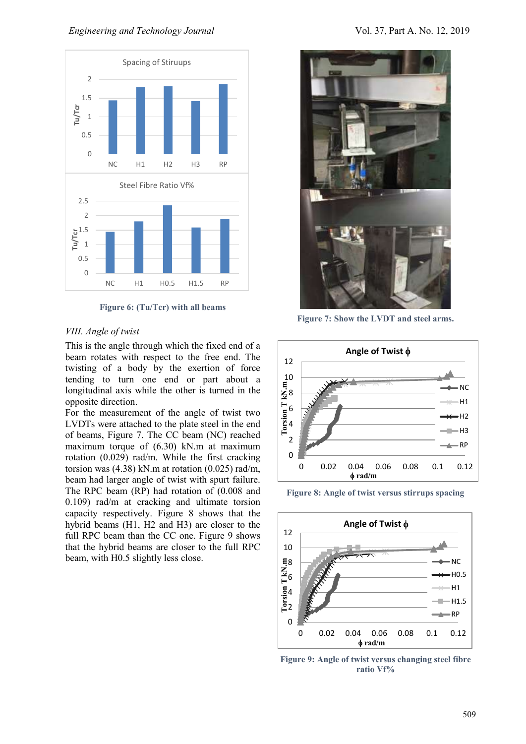Figure 6: (Tu/Tcr) with all beams

*VIII. Angle of twist*

This is the angle through which the fixed end of a beam rotates with respect to the free end. The twisting of a body by the exertion of force tending to turn one end or part about a longitudinal axis while the other is turned in the opposite direction.

For the measurement of the angle of twist two LVDTs were attached to the plate steel in the end of beams, Figure 7. The CC beam (NC) reached maximum torque of (6.30) kN.m at maximum rotation (0.029) rad/m. While the first cracking torsion was (4.38) kN.m at rotation (0.025) rad/m, beam had larger angle of twist with spurt failure. The RPC beam (RP) had rotation of (0.008 and 0.109) rad/m at cracking and ultimate torsion capacity respectively. Figure 8 shows that the hybrid beams (H1, H2 and H3) are closer to the full RPC beam than the CC one. Figure 9 shows that the hybrid beams are closer to the full RPC beam, with H0.5 slightly less close.

Figure 7: Show the LVDT and steel arms.

Figure 8: Angle of twist versus stirrups spacing

Figure 9: Angle of twist versus changing steel fibre ratio Vf%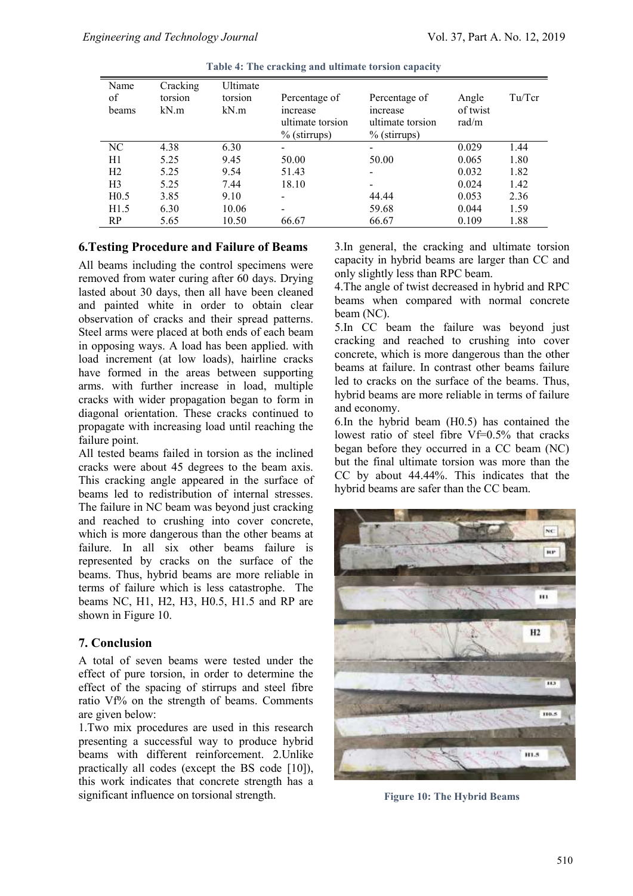**Table 4: The cracking and ultimate torsion capacity**

| Name of beams | Cracking torsion kN.m | Ultimate torsion kN.m | Percentage of increase ultimate torsion % (stirrups) | Percentage of increase ultimate torsion % (stirrups) | Angle of twist rad/m | Tu/Tcr |
|---|---|---|---|---|---|---|
| NC | 4.38 | 6.30 | - | - | 0.029 | 1.44 |
| H1 | 5.25 | 9.45 | 50.00 | 50.00 | 0.065 | 1.80 |
| H2 | 5.25 | 9.54 | 51.43 | - | 0.032 | 1.82 |
| H3 | 5.25 | 7.44 | 18.10 | - | 0.024 | 1.42 |
| H0.5 | 3.85 | 9.10 | - | 44.44 | 0.053 | 2.36 |
| H1.5 | 6.30 | 10.06 | - | 59.68 | 0.044 | 1.59 |
| RP | 5.65 | 10.50 | 66.67 | 66.67 | 0.109 | 1.88 |

## 6.Testing Procedure and Failure of Beams

All beams including the control specimens were removed from water curing after 60 days. Drying lasted about 30 days, then all have been cleaned and painted white in order to obtain clear observation of cracks and their spread patterns. Steel arms were placed at both ends of each beam in opposing ways. A load has been applied. with load increment (at low loads), hairline cracks have formed in the areas between supporting arms. with further increase in load, multiple cracks with wider propagation began to form in diagonal orientation. These cracks continued to propagate with increasing load until reaching the failure point.

All tested beams failed in torsion as the inclined cracks were about 45 degrees to the beam axis. This cracking angle appeared in the surface of beams led to redistribution of internal stresses. The failure in NC beam was beyond just cracking and reached to crushing into cover concrete, which is more dangerous than the other beams at failure. In all six other beams failure is represented by cracks on the surface of the beams. Thus, hybrid beams are more reliable in terms of failure which is less catastrophe. The beams NC, H1, H2, H3, H0.5, H1.5 and RP are shown in Figure 10.

## 7. Conclusion

A total of seven beams were tested under the effect of pure torsion, in order to determine the effect of the spacing of stirrups and steel fibre ratio Vf% on the strength of beams. Comments are given below:

1.Two mix procedures are used in this research presenting a successful way to produce hybrid beams with different reinforcement. 2.Unlike practically all codes (except the BS code [10]), this work indicates that concrete strength has a significant influence on torsional strength.

3.In general, the cracking and ultimate torsion capacity in hybrid beams are larger than CC and only slightly less than RPC beam.

4.The angle of twist decreased in hybrid and RPC beams when compared with normal concrete beam (NC).

5.In CC beam the failure was beyond just cracking and reached to crushing into cover concrete, which is more dangerous than the other beams at failure. In contrast other beams failure led to cracks on the surface of the beams. Thus, hybrid beams are more reliable in terms of failure and economy.

6.In the hybrid beam (H0.5) has contained the lowest ratio of steel fibre Vf=0.5% that cracks began before they occurred in a CC beam (NC) but the final ultimate torsion was more than the CC by about 44.44%. This indicates that the hybrid beams are safer than the CC beam.

Figure 10: The Hybrid Beams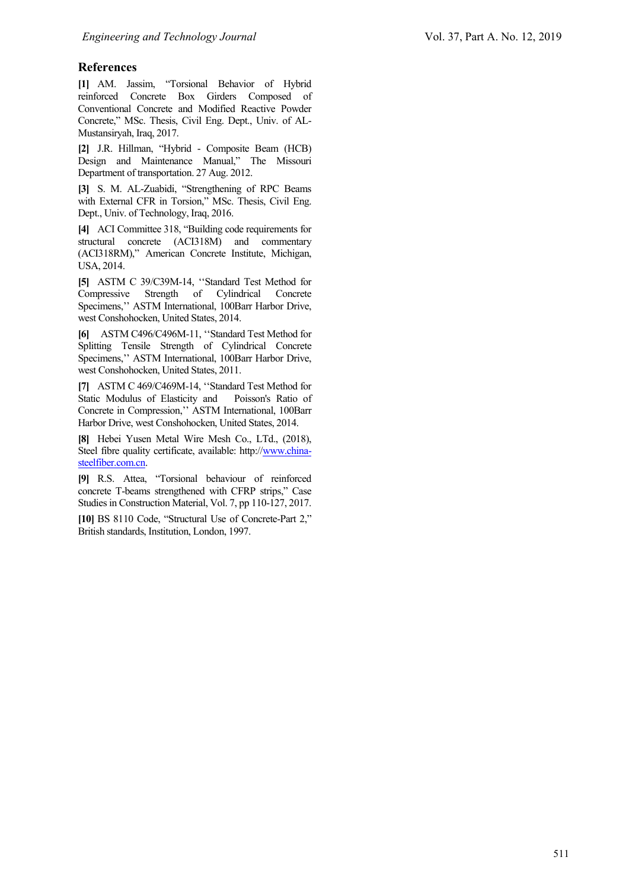## References

**[1]** AM. Jassim, "Torsional Behavior of Hybrid reinforced Concrete Box Girders Composed of Conventional Concrete and Modified Reactive Powder Concrete," MSc. Thesis, Civil Eng. Dept., Univ. of AL-Mustansiryah, Iraq, 2017.

**[2]** J.R. Hillman, "Hybrid - Composite Beam (HCB) Design and Maintenance Manual," The Missouri Department of transportation. 27 Aug. 2012.

**[3]** S. M. AL-Zuabidi, "Strengthening of RPC Beams with External CFR in Torsion," MSc. Thesis, Civil Eng. Dept., Univ. of Technology, Iraq, 2016.

**[4]** ACI Committee 318, "Building code requirements for structural concrete (ACI318M) and commentary (ACI318RM)," American Concrete Institute, Michigan, USA, 2014.

**[5]** ASTM C 39/C39M-14, ''Standard Test Method for Compressive Strength of Cylindrical Concrete Specimens,'' ASTM International, 100Barr Harbor Drive, west Conshohocken, United States, 2014.

**[6]** ASTM C496/C496M-11, ''Standard Test Method for Splitting Tensile Strength of Cylindrical Concrete Specimens,'' ASTM International, 100Barr Harbor Drive, west Conshohocken, United States, 2011.

**[7]** ASTM C 469/C469M-14, ''Standard Test Method for Static Modulus of Elasticity and Poisson's Ratio of Concrete in Compression,'' ASTM International, 100Barr Harbor Drive, west Conshohocken, United States, 2014.

**[8]** Hebei Yusen Metal Wire Mesh Co., LTd., (2018), Steel fibre quality certificate, available: http://www.china-steelfiber.com.cn.

**[9]** R.S. Attea, "Torsional behaviour of reinforced concrete T-beams strengthened with CFRP strips," Case Studies in Construction Material, Vol. 7, pp 110-127, 2017.

**[10]** BS 8110 Code, "Structural Use of Concrete-Part 2," British standards, Institution, London, 1997.